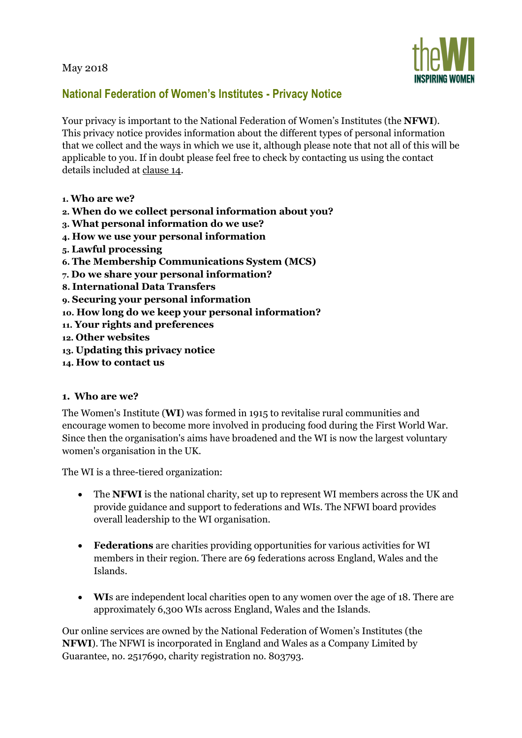May 2018

## National Federation of Women's Institutes - Privacy Notice

Your privacy is important to the National Federation of Women's Institutes (the **NFWI**). This privacy notice provides information about the different types of personal information that we collect and the ways in which we use it, although please note that not all of this will be applicable to you. If in doubt please feel free to check by contacting us using the contact details included at clause 14.

1. **Who are we?**
2. **When do we collect personal information about you?**
3. **What personal information do we use?**
4. **How we use your personal information**
5. **Lawful processing**
6. **The Membership Communications System (MCS)**
7. **Do we share your personal information?**
8. **International Data Transfers**
9. **Securing your personal information**
10. **How long do we keep your personal information?**
11. **Your rights and preferences**
12. **Other websites**
13. **Updating this privacy notice**
14. **How to contact us**

### 1. Who are we?

The Women's Institute (**WI**) was formed in 1915 to revitalise rural communities and encourage women to become more involved in producing food during the First World War. Since then the organisation's aims have broadened and the WI is now the largest voluntary women's organisation in the UK.

The WI is a three-tiered organization:

- The **NFWI** is the national charity, set up to represent WI members across the UK and provide guidance and support to federations and WIs. The NFWI board provides overall leadership to the WI organisation.
- **Federations** are charities providing opportunities for various activities for WI members in their region. There are 69 federations across England, Wales and the Islands.
- **WI**s are independent local charities open to any women over the age of 18. There are approximately 6,300 WIs across England, Wales and the Islands.

Our online services are owned by the National Federation of Women's Institutes (the **NFWI**). The NFWI is incorporated in England and Wales as a Company Limited by Guarantee, no. 2517690, charity registration no. 803793.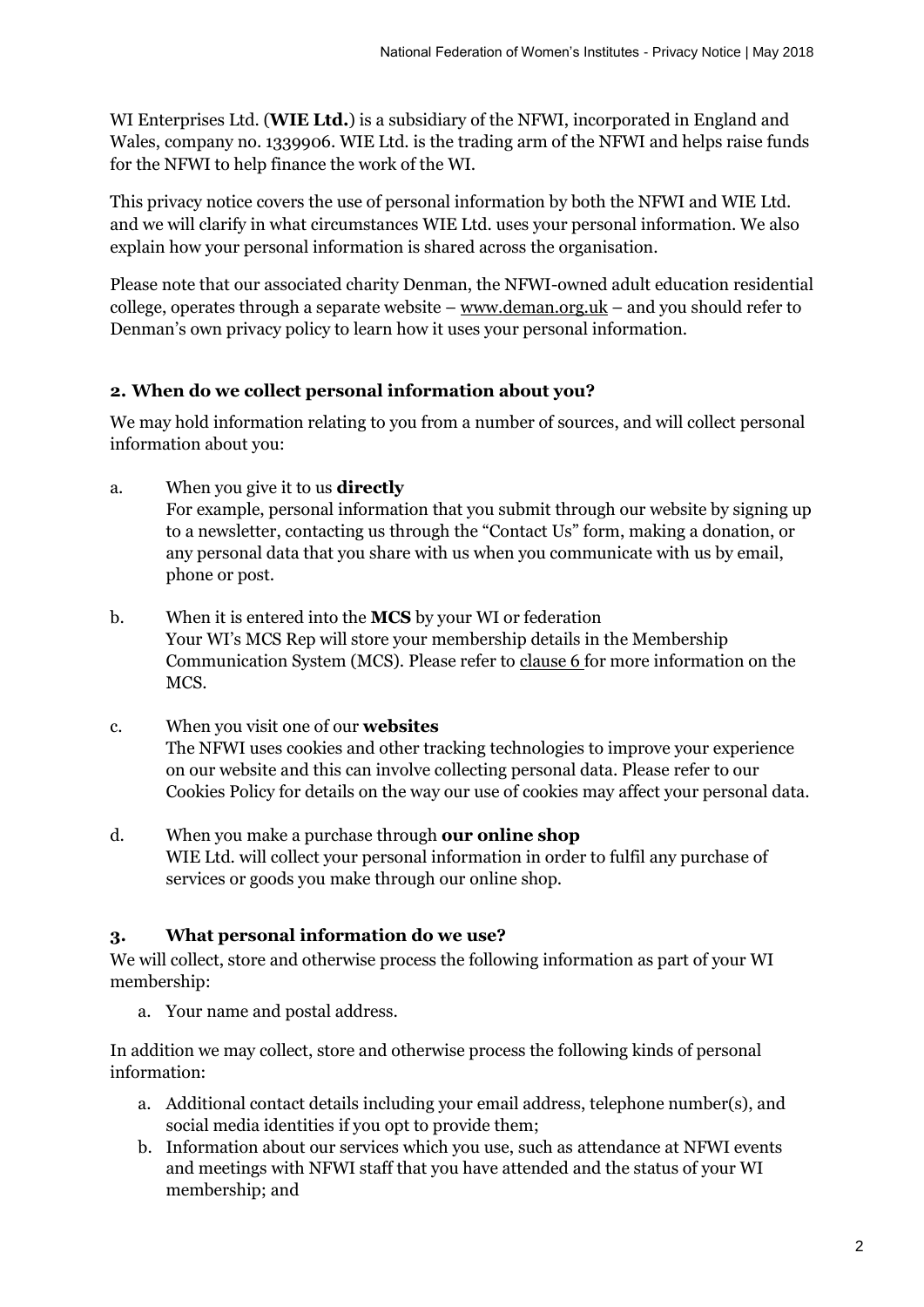WI Enterprises Ltd. (**WIE Ltd.**) is a subsidiary of the NFWI, incorporated in England and Wales, company no. 1339906. WIE Ltd. is the trading arm of the NFWI and helps raise funds for the NFWI to help finance the work of the WI.

This privacy notice covers the use of personal information by both the NFWI and WIE Ltd. and we will clarify in what circumstances WIE Ltd. uses your personal information. We also explain how your personal information is shared across the organisation.

Please note that our associated charity Denman, the NFWI-owned adult education residential college, operates through a separate website – www.deman.org.uk – and you should refer to Denman's own privacy policy to learn how it uses your personal information.

## 2. When do we collect personal information about you?

We may hold information relating to you from a number of sources, and will collect personal information about you:

a. When you give it to us **directly**
For example, personal information that you submit through our website by signing up to a newsletter, contacting us through the "Contact Us" form, making a donation, or any personal data that you share with us when you communicate with us by email, phone or post.

b. When it is entered into the **MCS** by your WI or federation
Your WI's MCS Rep will store your membership details in the Membership Communication System (MCS). Please refer to clause 6 for more information on the MCS.

c. When you visit one of our **websites**
The NFWI uses cookies and other tracking technologies to improve your experience on our website and this can involve collecting personal data. Please refer to our Cookies Policy for details on the way our use of cookies may affect your personal data.

d. When you make a purchase through **our online shop**
WIE Ltd. will collect your personal information in order to fulfil any purchase of services or goods you make through our online shop.

## 3. What personal information do we use?

We will collect, store and otherwise process the following information as part of your WI membership:

a. Your name and postal address.

In addition we may collect, store and otherwise process the following kinds of personal information:

a. Additional contact details including your email address, telephone number(s), and social media identities if you opt to provide them;
b. Information about our services which you use, such as attendance at NFWI events and meetings with NFWI staff that you have attended and the status of your WI membership; and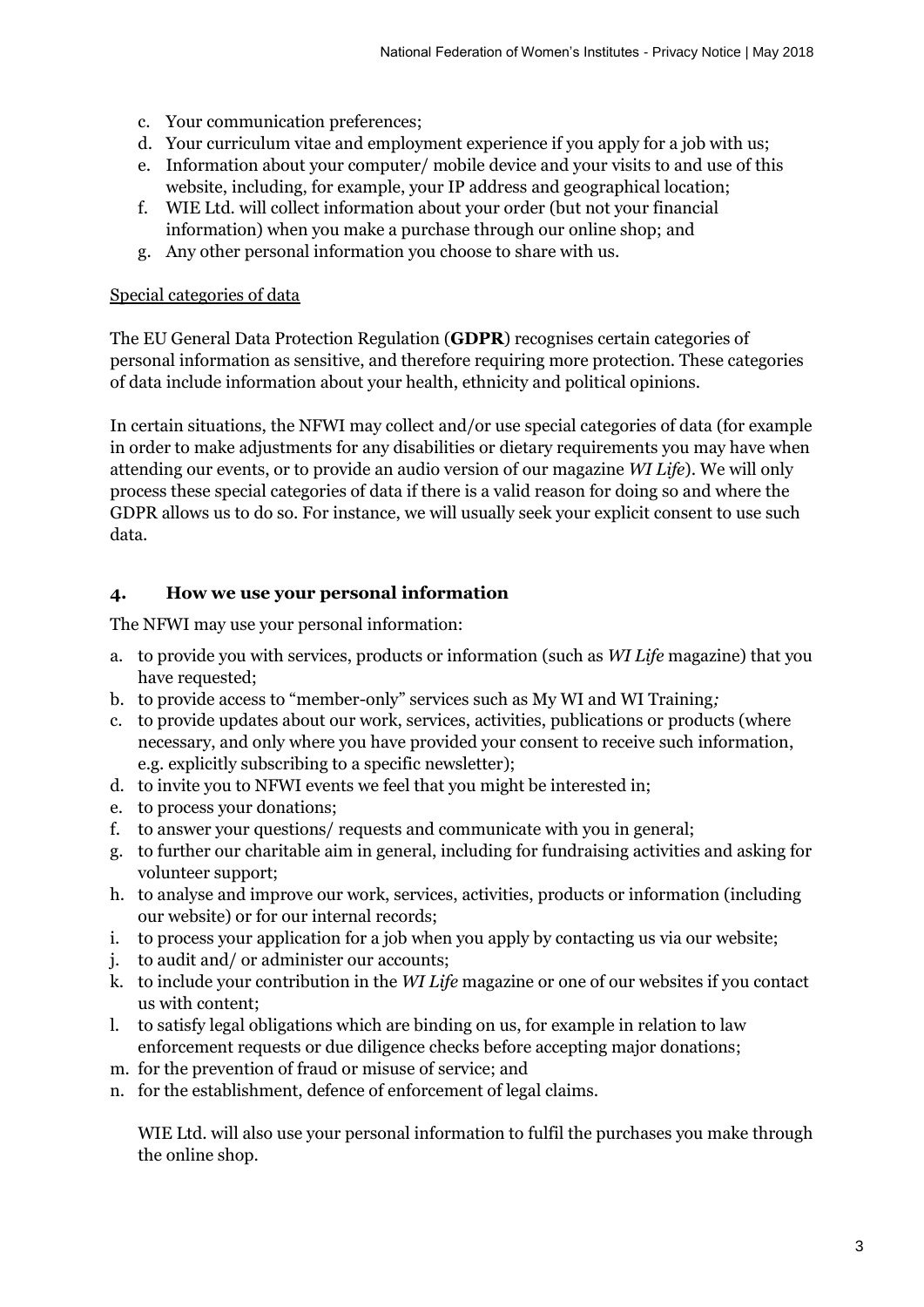c. Your communication preferences;
d. Your curriculum vitae and employment experience if you apply for a job with us;
e. Information about your computer/ mobile device and your visits to and use of this website, including, for example, your IP address and geographical location;
f. WIE Ltd. will collect information about your order (but not your financial information) when you make a purchase through our online shop; and
g. Any other personal information you choose to share with us.

Special categories of data

The EU General Data Protection Regulation (**GDPR**) recognises certain categories of personal information as sensitive, and therefore requiring more protection. These categories of data include information about your health, ethnicity and political opinions.

In certain situations, the NFWI may collect and/or use special categories of data (for example in order to make adjustments for any disabilities or dietary requirements you may have when attending our events, or to provide an audio version of our magazine *WI Life*). We will only process these special categories of data if there is a valid reason for doing so and where the GDPR allows us to do so. For instance, we will usually seek your explicit consent to use such data.

## 4. How we use your personal information

The NFWI may use your personal information:

a. to provide you with services, products or information (such as *WI Life* magazine) that you have requested;
b. to provide access to "member-only" services such as My WI and WI Training;
c. to provide updates about our work, services, activities, publications or products (where necessary, and only where you have provided your consent to receive such information, e.g. explicitly subscribing to a specific newsletter);
d. to invite you to NFWI events we feel that you might be interested in;
e. to process your donations;
f. to answer your questions/ requests and communicate with you in general;
g. to further our charitable aim in general, including for fundraising activities and asking for volunteer support;
h. to analyse and improve our work, services, activities, products or information (including our website) or for our internal records;
i. to process your application for a job when you apply by contacting us via our website;
j. to audit and/ or administer our accounts;
k. to include your contribution in the *WI Life* magazine or one of our websites if you contact us with content;
l. to satisfy legal obligations which are binding on us, for example in relation to law enforcement requests or due diligence checks before accepting major donations;
m. for the prevention of fraud or misuse of service; and
n. for the establishment, defence of enforcement of legal claims.

WIE Ltd. will also use your personal information to fulfil the purchases you make through the online shop.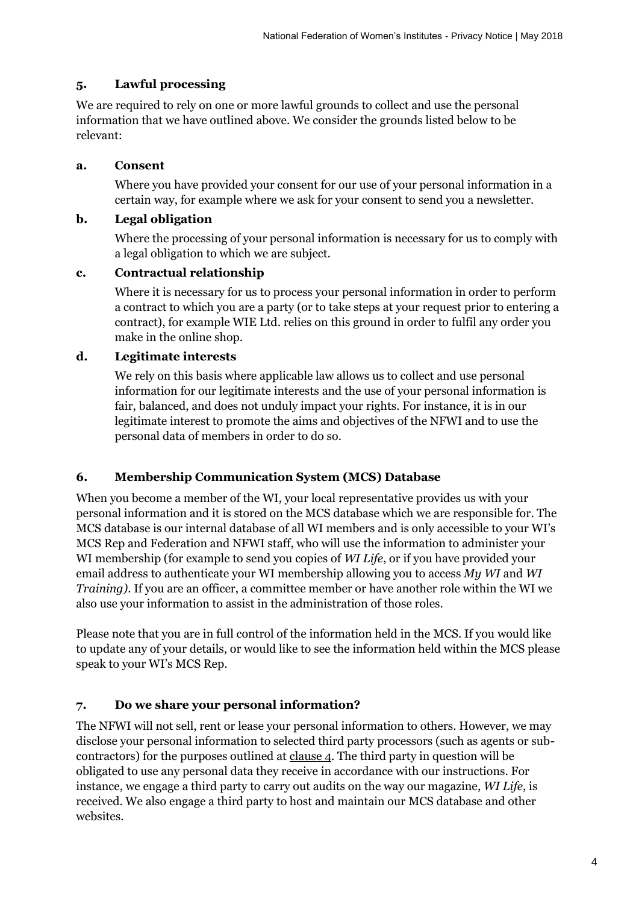## 5. Lawful processing

We are required to rely on one or more lawful grounds to collect and use the personal information that we have outlined above. We consider the grounds listed below to be relevant:

### a. Consent

Where you have provided your consent for our use of your personal information in a certain way, for example where we ask for your consent to send you a newsletter.

### b. Legal obligation

Where the processing of your personal information is necessary for us to comply with a legal obligation to which we are subject.

### c. Contractual relationship

Where it is necessary for us to process your personal information in order to perform a contract to which you are a party (or to take steps at your request prior to entering a contract), for example WIE Ltd. relies on this ground in order to fulfil any order you make in the online shop.

### d. Legitimate interests

We rely on this basis where applicable law allows us to collect and use personal information for our legitimate interests and the use of your personal information is fair, balanced, and does not unduly impact your rights. For instance, it is in our legitimate interest to promote the aims and objectives of the NFWI and to use the personal data of members in order to do so.

## 6. Membership Communication System (MCS) Database

When you become a member of the WI, your local representative provides us with your personal information and it is stored on the MCS database which we are responsible for. The MCS database is our internal database of all WI members and is only accessible to your WI's MCS Rep and Federation and NFWI staff, who will use the information to administer your WI membership (for example to send you copies of *WI Life*, or if you have provided your email address to authenticate your WI membership allowing you to access *My WI* and *WI Training)*. If you are an officer, a committee member or have another role within the WI we also use your information to assist in the administration of those roles.

Please note that you are in full control of the information held in the MCS. If you would like to update any of your details, or would like to see the information held within the MCS please speak to your WI's MCS Rep.

## 7. Do we share your personal information?

The NFWI will not sell, rent or lease your personal information to others. However, we may disclose your personal information to selected third party processors (such as agents or sub-contractors) for the purposes outlined at clause 4. The third party in question will be obligated to use any personal data they receive in accordance with our instructions. For instance, we engage a third party to carry out audits on the way our magazine, *WI Life*, is received. We also engage a third party to host and maintain our MCS database and other websites.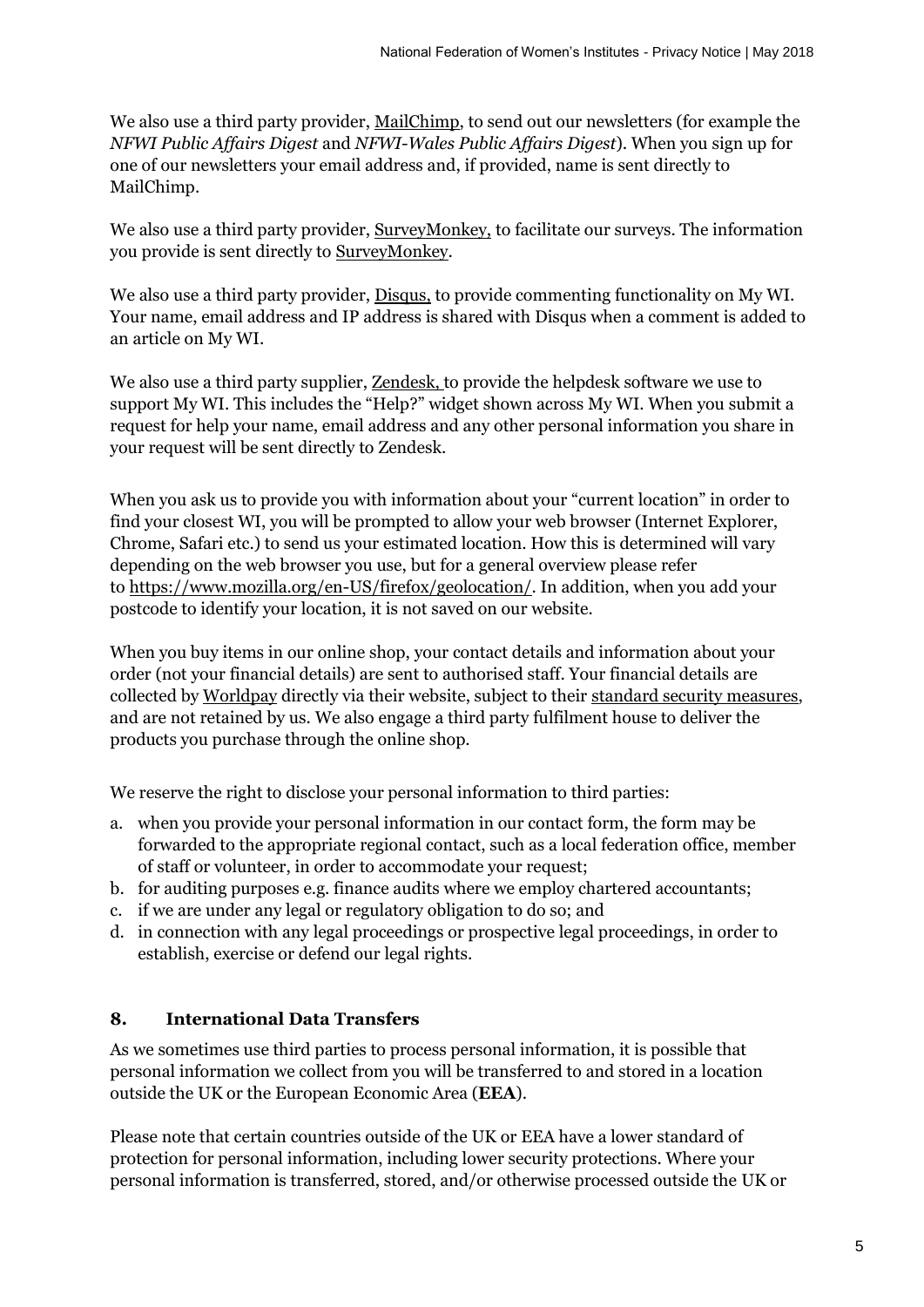We also use a third party provider, MailChimp, to send out our newsletters (for example the *NFWI Public Affairs Digest* and *NFWI-Wales Public Affairs Digest*). When you sign up for one of our newsletters your email address and, if provided, name is sent directly to MailChimp.

We also use a third party provider, SurveyMonkey, to facilitate our surveys. The information you provide is sent directly to SurveyMonkey.

We also use a third party provider, Disqus, to provide commenting functionality on My WI. Your name, email address and IP address is shared with Disqus when a comment is added to an article on My WI.

We also use a third party supplier, Zendesk, to provide the helpdesk software we use to support My WI. This includes the "Help?" widget shown across My WI. When you submit a request for help your name, email address and any other personal information you share in your request will be sent directly to Zendesk.

When you ask us to provide you with information about your "current location" in order to find your closest WI, you will be prompted to allow your web browser (Internet Explorer, Chrome, Safari etc.) to send us your estimated location. How this is determined will vary depending on the web browser you use, but for a general overview please refer to https://www.mozilla.org/en-US/firefox/geolocation/. In addition, when you add your postcode to identify your location, it is not saved on our website.

When you buy items in our online shop, your contact details and information about your order (not your financial details) are sent to authorised staff. Your financial details are collected by Worldpay directly via their website, subject to their standard security measures, and are not retained by us. We also engage a third party fulfilment house to deliver the products you purchase through the online shop.

We reserve the right to disclose your personal information to third parties:

a. when you provide your personal information in our contact form, the form may be forwarded to the appropriate regional contact, such as a local federation office, member of staff or volunteer, in order to accommodate your request;
b. for auditing purposes e.g. finance audits where we employ chartered accountants;
c. if we are under any legal or regulatory obligation to do so; and
d. in connection with any legal proceedings or prospective legal proceedings, in order to establish, exercise or defend our legal rights.

## 8. International Data Transfers

As we sometimes use third parties to process personal information, it is possible that personal information we collect from you will be transferred to and stored in a location outside the UK or the European Economic Area (**EEA**).

Please note that certain countries outside of the UK or EEA have a lower standard of protection for personal information, including lower security protections. Where your personal information is transferred, stored, and/or otherwise processed outside the UK or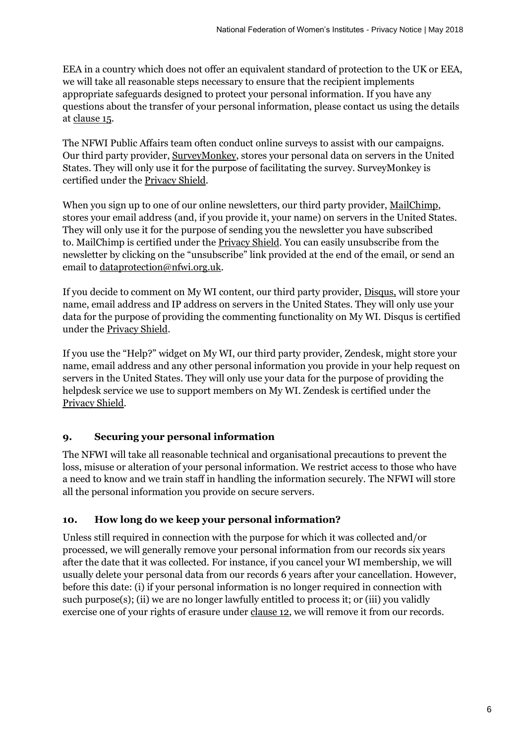EEA in a country which does not offer an equivalent standard of protection to the UK or EEA, we will take all reasonable steps necessary to ensure that the recipient implements appropriate safeguards designed to protect your personal information. If you have any questions about the transfer of your personal information, please contact us using the details at clause 15.

The NFWI Public Affairs team often conduct online surveys to assist with our campaigns. Our third party provider, SurveyMonkey, stores your personal data on servers in the United States. They will only use it for the purpose of facilitating the survey. SurveyMonkey is certified under the Privacy Shield.

When you sign up to one of our online newsletters, our third party provider, MailChimp, stores your email address (and, if you provide it, your name) on servers in the United States. They will only use it for the purpose of sending you the newsletter you have subscribed to. MailChimp is certified under the Privacy Shield. You can easily unsubscribe from the newsletter by clicking on the "unsubscribe" link provided at the end of the email, or send an email to dataprotection@nfwi.org.uk.

If you decide to comment on My WI content, our third party provider, Disqus, will store your name, email address and IP address on servers in the United States. They will only use your data for the purpose of providing the commenting functionality on My WI. Disqus is certified under the Privacy Shield.

If you use the "Help?" widget on My WI, our third party provider, Zendesk, might store your name, email address and any other personal information you provide in your help request on servers in the United States. They will only use your data for the purpose of providing the helpdesk service we use to support members on My WI. Zendesk is certified under the Privacy Shield.

## 9. Securing your personal information

The NFWI will take all reasonable technical and organisational precautions to prevent the loss, misuse or alteration of your personal information. We restrict access to those who have a need to know and we train staff in handling the information securely. The NFWI will store all the personal information you provide on secure servers.

## 10. How long do we keep your personal information?

Unless still required in connection with the purpose for which it was collected and/or processed, we will generally remove your personal information from our records six years after the date that it was collected. For instance, if you cancel your WI membership, we will usually delete your personal data from our records 6 years after your cancellation. However, before this date: (i) if your personal information is no longer required in connection with such purpose(s); (ii) we are no longer lawfully entitled to process it; or (iii) you validly exercise one of your rights of erasure under clause 12, we will remove it from our records.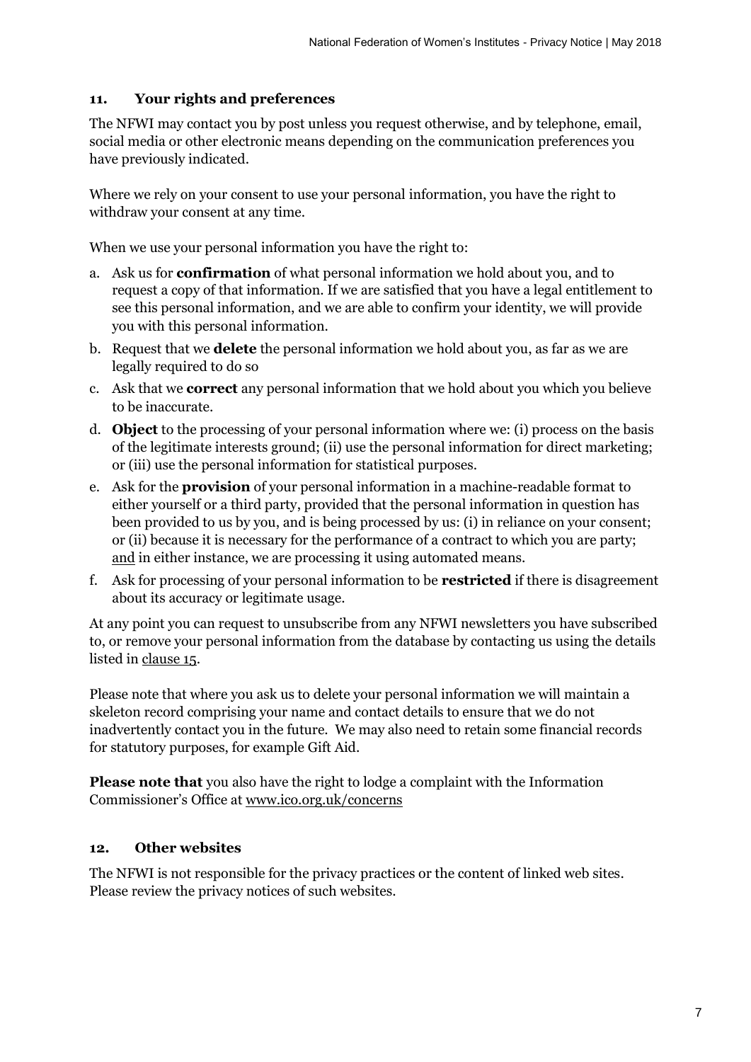## 11. Your rights and preferences

The NFWI may contact you by post unless you request otherwise, and by telephone, email, social media or other electronic means depending on the communication preferences you have previously indicated.

Where we rely on your consent to use your personal information, you have the right to withdraw your consent at any time.

When we use your personal information you have the right to:

a. Ask us for **confirmation** of what personal information we hold about you, and to request a copy of that information. If we are satisfied that you have a legal entitlement to see this personal information, and we are able to confirm your identity, we will provide you with this personal information.
b. Request that we **delete** the personal information we hold about you, as far as we are legally required to do so
c. Ask that we **correct** any personal information that we hold about you which you believe to be inaccurate.
d. **Object** to the processing of your personal information where we: (i) process on the basis of the legitimate interests ground; (ii) use the personal information for direct marketing; or (iii) use the personal information for statistical purposes.
e. Ask for the **provision** of your personal information in a machine-readable format to either yourself or a third party, provided that the personal information in question has been provided to us by you, and is being processed by us: (i) in reliance on your consent; or (ii) because it is necessary for the performance of a contract to which you are party; and in either instance, we are processing it using automated means.
f. Ask for processing of your personal information to be **restricted** if there is disagreement about its accuracy or legitimate usage.

At any point you can request to unsubscribe from any NFWI newsletters you have subscribed to, or remove your personal information from the database by contacting us using the details listed in clause 15.

Please note that where you ask us to delete your personal information we will maintain a skeleton record comprising your name and contact details to ensure that we do not inadvertently contact you in the future. We may also need to retain some financial records for statutory purposes, for example Gift Aid.

**Please note that** you also have the right to lodge a complaint with the Information Commissioner's Office at www.ico.org.uk/concerns

## 12. Other websites

The NFWI is not responsible for the privacy practices or the content of linked web sites. Please review the privacy notices of such websites.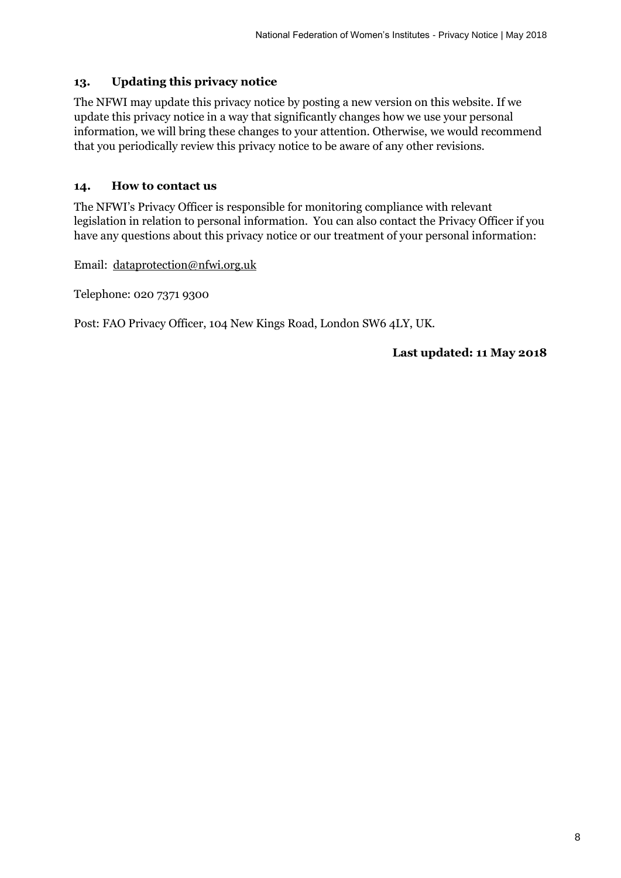## 13. Updating this privacy notice

The NFWI may update this privacy notice by posting a new version on this website. If we update this privacy notice in a way that significantly changes how we use your personal information, we will bring these changes to your attention. Otherwise, we would recommend that you periodically review this privacy notice to be aware of any other revisions.

## 14. How to contact us

The NFWI's Privacy Officer is responsible for monitoring compliance with relevant legislation in relation to personal information. You can also contact the Privacy Officer if you have any questions about this privacy notice or our treatment of your personal information:

Email: dataprotection@nfwi.org.uk

Telephone: 020 7371 9300

Post: FAO Privacy Officer, 104 New Kings Road, London SW6 4LY, UK.

**Last updated: 11 May 2018**